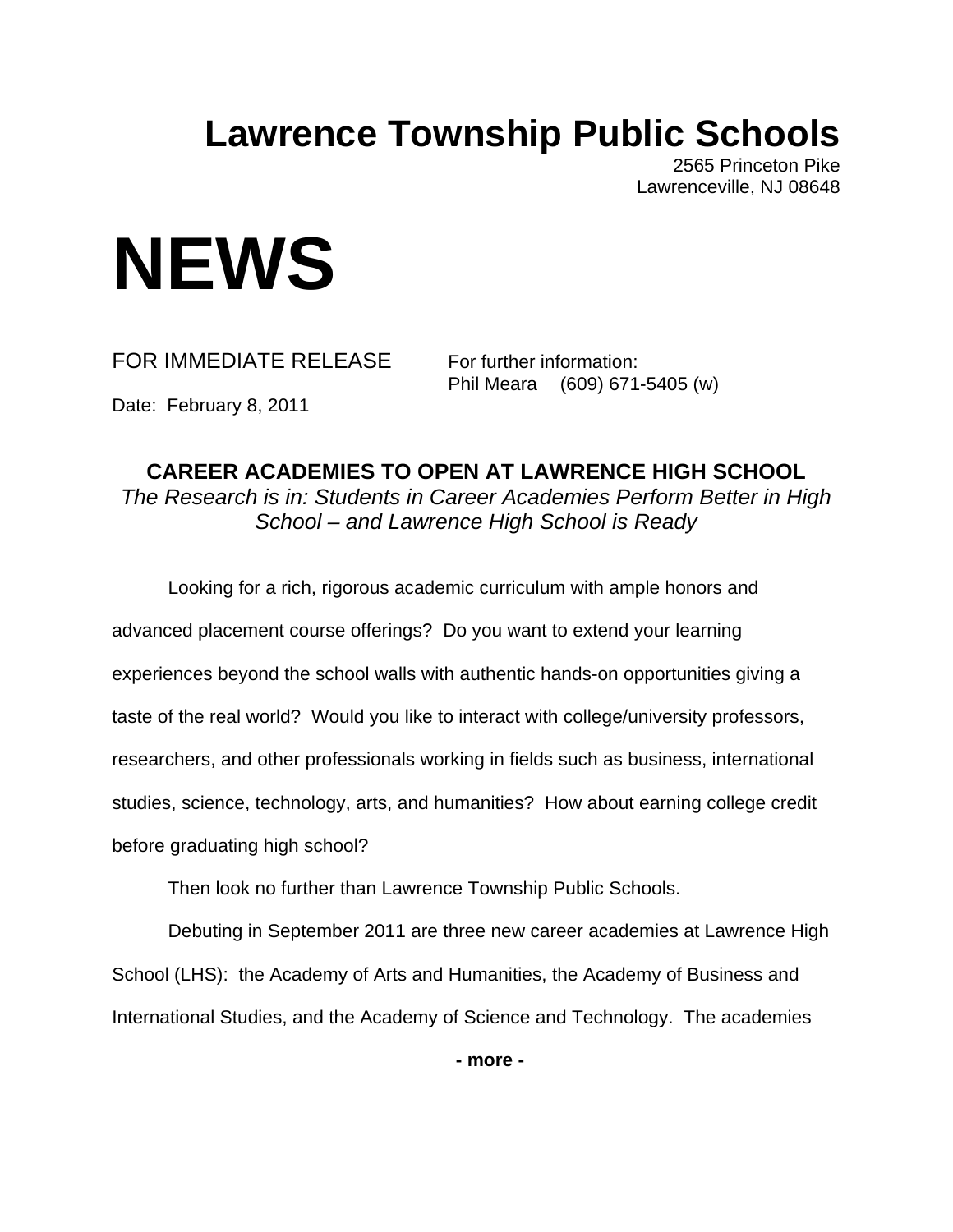# Lawrence Township Public Schools

2565 Princeton Pike
Lawrenceville, NJ 08648

# NEWS

FOR IMMEDIATE RELEASE

For further information:
Phil Meara (609) 671-5405 (w)

Date: February 8, 2011

## CAREER ACADEMIES TO OPEN AT LAWRENCE HIGH SCHOOL

*The Research is in: Students in Career Academies Perform Better in High School – and Lawrence High School is Ready*

Looking for a rich, rigorous academic curriculum with ample honors and advanced placement course offerings? Do you want to extend your learning experiences beyond the school walls with authentic hands-on opportunities giving a taste of the real world? Would you like to interact with college/university professors, researchers, and other professionals working in fields such as business, international studies, science, technology, arts, and humanities? How about earning college credit before graduating high school?

Then look no further than Lawrence Township Public Schools.

Debuting in September 2011 are three new career academies at Lawrence High School (LHS): the Academy of Arts and Humanities, the Academy of Business and International Studies, and the Academy of Science and Technology. The academies

**- more -**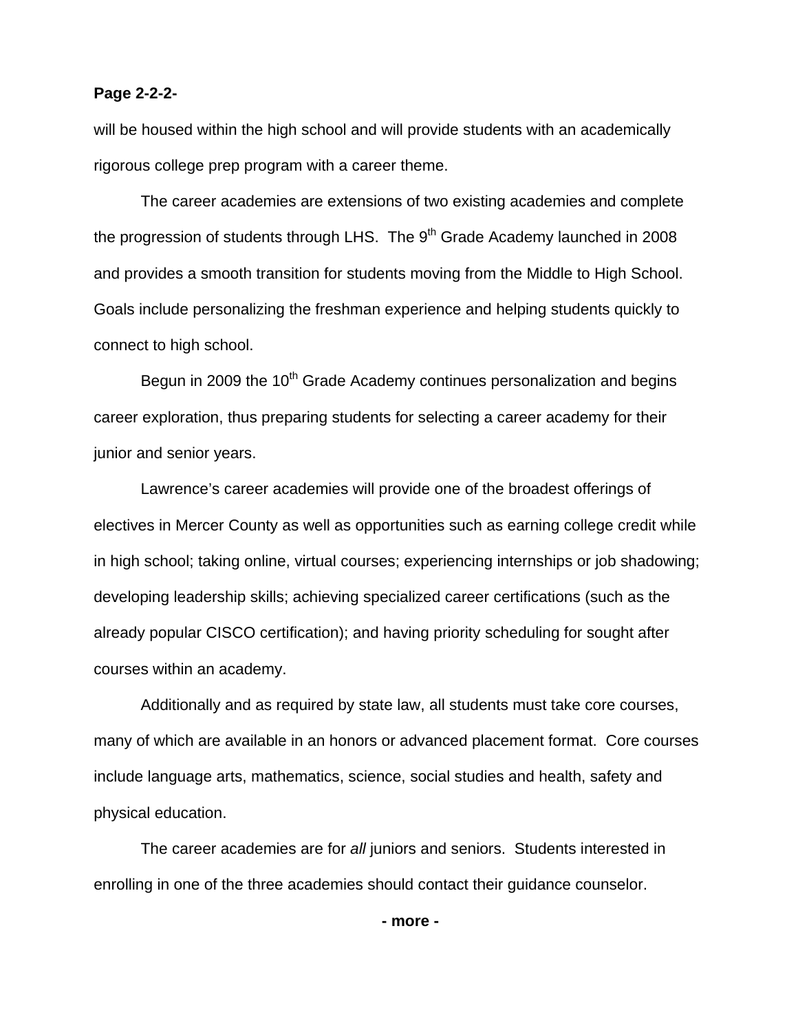will be housed within the high school and will provide students with an academically rigorous college prep program with a career theme.

The career academies are extensions of two existing academies and complete the progression of students through LHS. The 9th Grade Academy launched in 2008 and provides a smooth transition for students moving from the Middle to High School. Goals include personalizing the freshman experience and helping students quickly to connect to high school.

Begun in 2009 the 10th Grade Academy continues personalization and begins career exploration, thus preparing students for selecting a career academy for their junior and senior years.

Lawrence's career academies will provide one of the broadest offerings of electives in Mercer County as well as opportunities such as earning college credit while in high school; taking online, virtual courses; experiencing internships or job shadowing; developing leadership skills; achieving specialized career certifications (such as the already popular CISCO certification); and having priority scheduling for sought after courses within an academy.

Additionally and as required by state law, all students must take core courses, many of which are available in an honors or advanced placement format. Core courses include language arts, mathematics, science, social studies and health, safety and physical education.

The career academies are for *all* juniors and seniors. Students interested in enrolling in one of the three academies should contact their guidance counselor.

**- more -**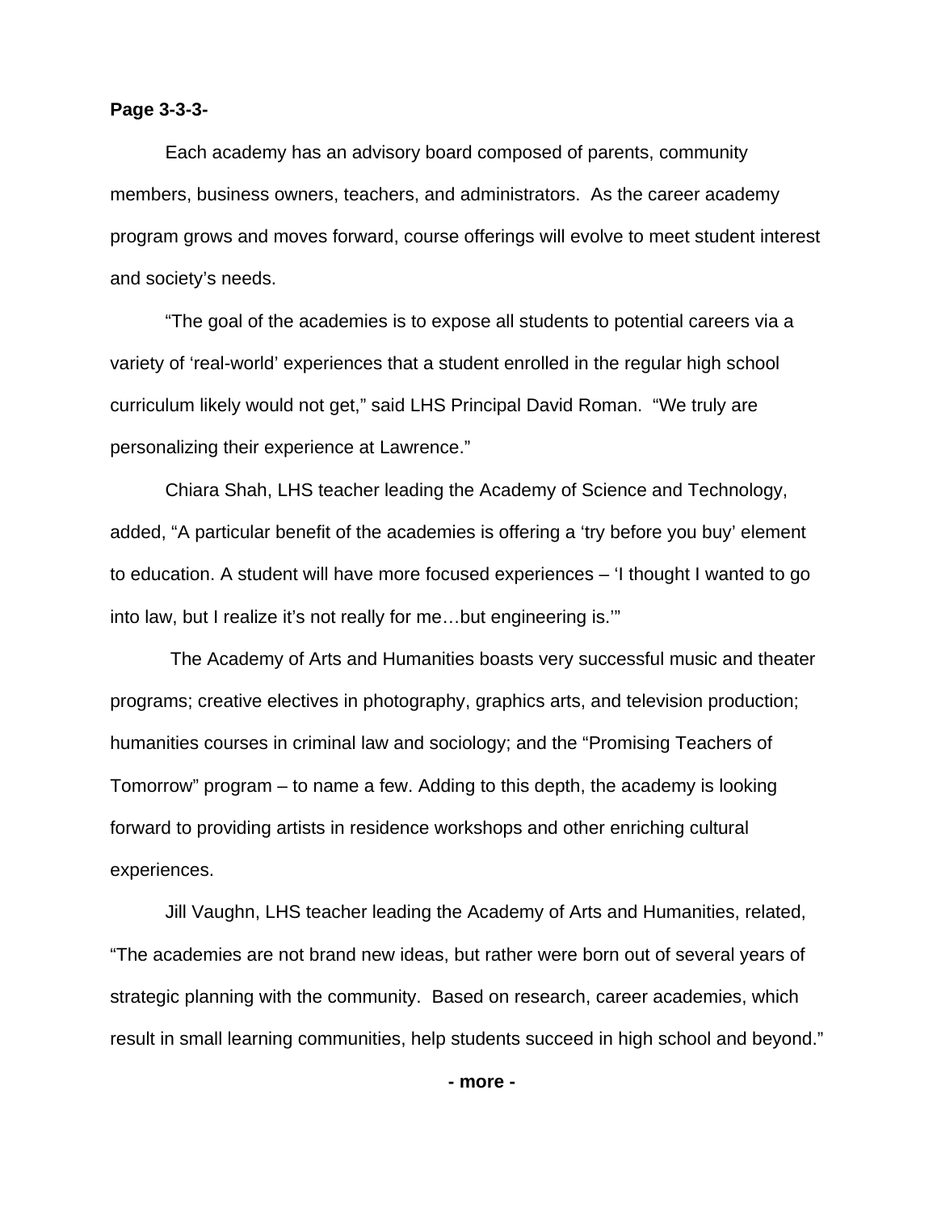Each academy has an advisory board composed of parents, community members, business owners, teachers, and administrators. As the career academy program grows and moves forward, course offerings will evolve to meet student interest and society's needs.

"The goal of the academies is to expose all students to potential careers via a variety of 'real-world' experiences that a student enrolled in the regular high school curriculum likely would not get," said LHS Principal David Roman. "We truly are personalizing their experience at Lawrence."

Chiara Shah, LHS teacher leading the Academy of Science and Technology, added, "A particular benefit of the academies is offering a 'try before you buy' element to education. A student will have more focused experiences – 'I thought I wanted to go into law, but I realize it's not really for me…but engineering is.'"

The Academy of Arts and Humanities boasts very successful music and theater programs; creative electives in photography, graphics arts, and television production; humanities courses in criminal law and sociology; and the "Promising Teachers of Tomorrow" program – to name a few. Adding to this depth, the academy is looking forward to providing artists in residence workshops and other enriching cultural experiences.

Jill Vaughn, LHS teacher leading the Academy of Arts and Humanities, related, "The academies are not brand new ideas, but rather were born out of several years of strategic planning with the community. Based on research, career academies, which result in small learning communities, help students succeed in high school and beyond."

**- more -**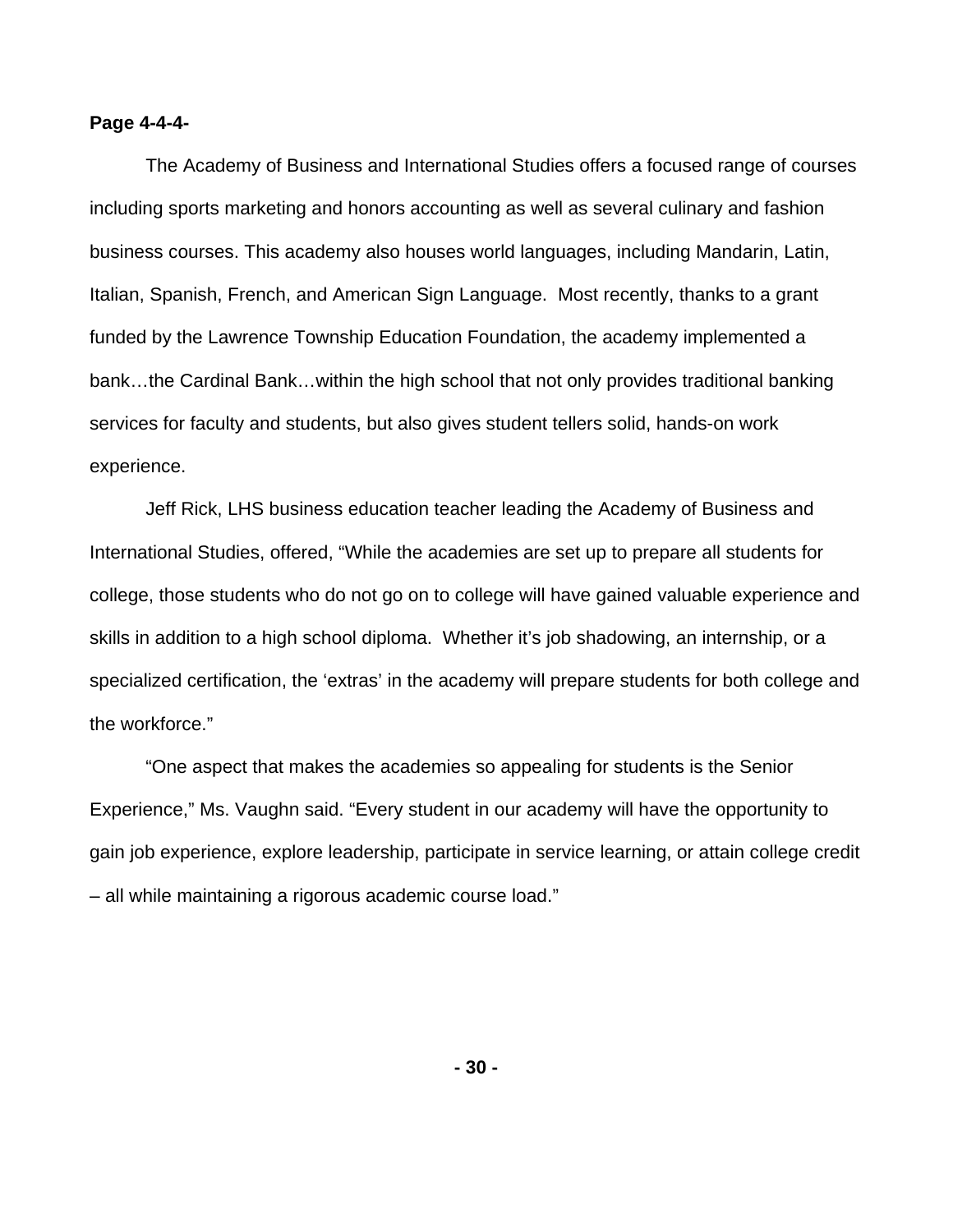**Page 4-4-4-**

The Academy of Business and International Studies offers a focused range of courses including sports marketing and honors accounting as well as several culinary and fashion business courses. This academy also houses world languages, including Mandarin, Latin, Italian, Spanish, French, and American Sign Language. Most recently, thanks to a grant funded by the Lawrence Township Education Foundation, the academy implemented a bank…the Cardinal Bank…within the high school that not only provides traditional banking services for faculty and students, but also gives student tellers solid, hands-on work experience.

Jeff Rick, LHS business education teacher leading the Academy of Business and International Studies, offered, “While the academies are set up to prepare all students for college, those students who do not go on to college will have gained valuable experience and skills in addition to a high school diploma. Whether it’s job shadowing, an internship, or a specialized certification, the ‘extras’ in the academy will prepare students for both college and the workforce.”

“One aspect that makes the academies so appealing for students is the Senior Experience,” Ms. Vaughn said. “Every student in our academy will have the opportunity to gain job experience, explore leadership, participate in service learning, or attain college credit – all while maintaining a rigorous academic course load.”

**- 30 -**